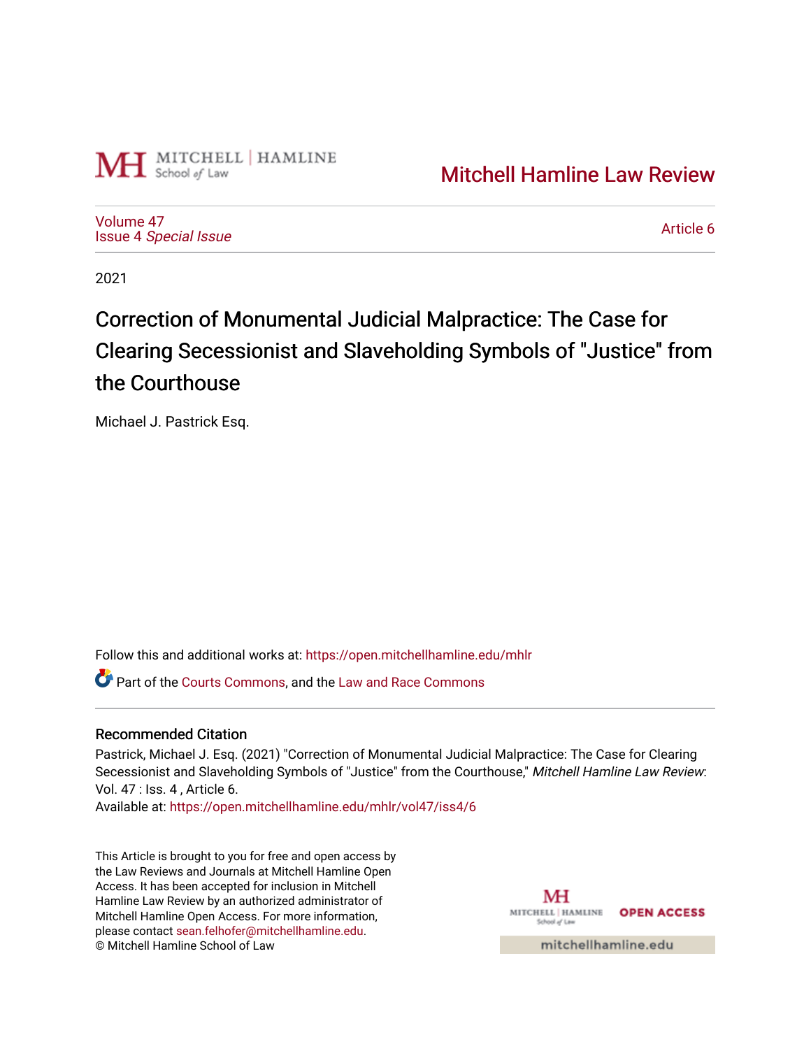Mitchell Hamline Law Review

Volume 47
Issue 4 *Special Issue*

Article 6

2021

# Correction of Monumental Judicial Malpractice: The Case for Clearing Secessionist and Slaveholding Symbols of "Justice" from the Courthouse

Michael J. Pastrick Esq.

Follow this and additional works at: https://open.mitchellhamline.edu/mhlr

Part of the Courts Commons, and the Law and Race Commons

## Recommended Citation

Pastrick, Michael J. Esq. (2021) "Correction of Monumental Judicial Malpractice: The Case for Clearing Secessionist and Slaveholding Symbols of "Justice" from the Courthouse," *Mitchell Hamline Law Review*: Vol. 47 : Iss. 4 , Article 6.
Available at: https://open.mitchellhamline.edu/mhlr/vol47/iss4/6

This Article is brought to you for free and open access by the Law Reviews and Journals at Mitchell Hamline Open Access. It has been accepted for inclusion in Mitchell Hamline Law Review by an authorized administrator of Mitchell Hamline Open Access. For more information, please contact sean.felhofer@mitchellhamline.edu.
© Mitchell Hamline School of Law

OPEN ACCESS

mitchellhamline.edu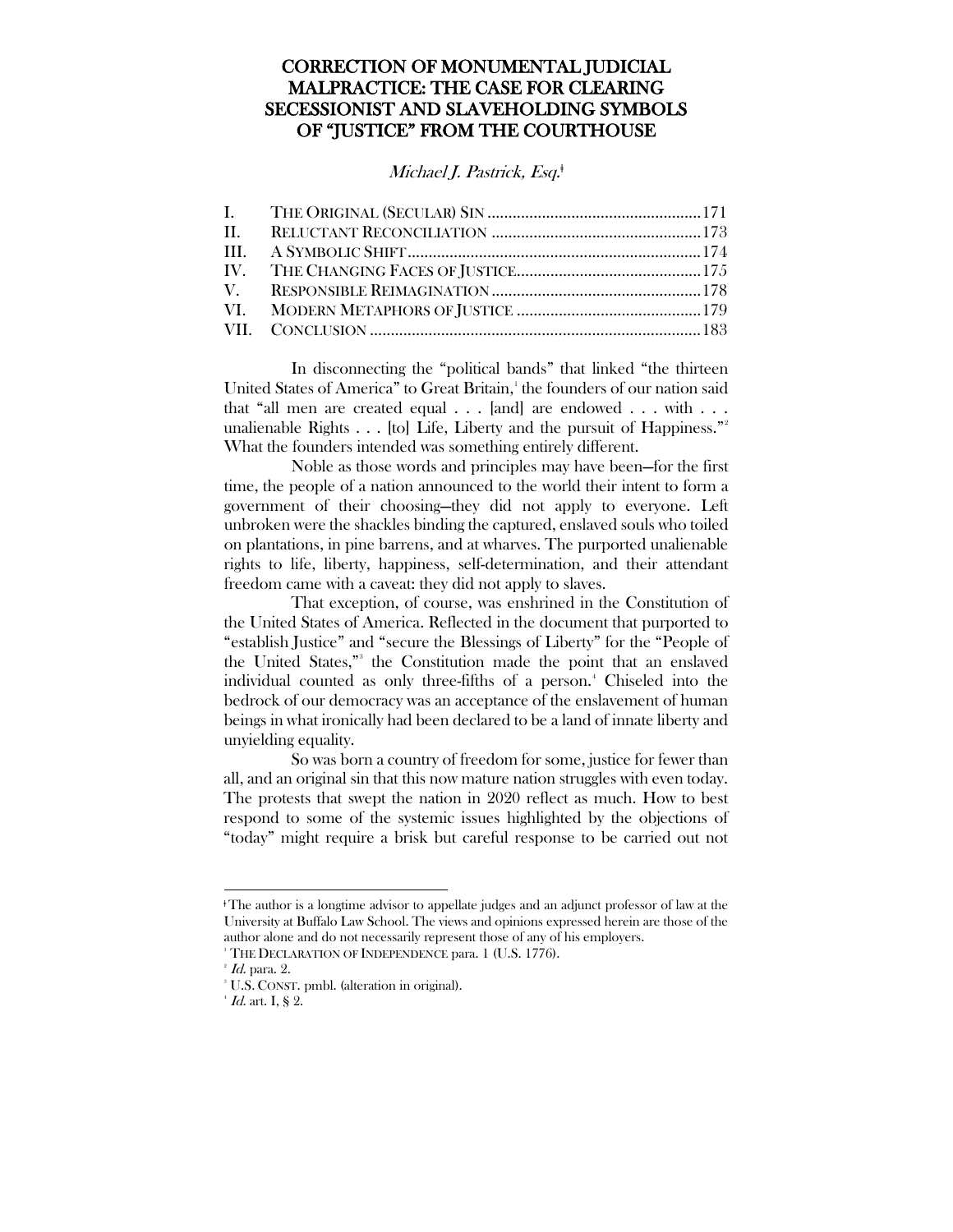# CORRECTION OF MONUMENTAL JUDICIAL MALPRACTICE: THE CASE FOR CLEARING SECESSIONIST AND SLAVEHOLDING SYMBOLS OF "JUSTICE" FROM THE COURTHOUSE

*Michael J. Pastrick, Esq.*[ǂ]

| | | |
|---|---|---|
| I. | THE ORIGINAL (SECULAR) SIN | 171 |
| II. | RELUCTANT RECONCILIATION | 173 |
| III. | A SYMBOLIC SHIFT | 174 |
| IV. | THE CHANGING FACES OF JUSTICE | 175 |
| V. | RESPONSIBLE REIMAGINATION | 178 |
| VI. | MODERN METAPHORS OF JUSTICE | 179 |
| VII. | CONCLUSION | 183 |

In disconnecting the "political bands" that linked "the thirteen United States of America" to Great Britain,[1] the founders of our nation said that "all men are created equal . . . [and] are endowed . . . with . . . unalienable Rights . . . [to] Life, Liberty and the pursuit of Happiness."[2] What the founders intended was something entirely different.

Noble as those words and principles may have been—for the first time, the people of a nation announced to the world their intent to form a government of their choosing—they did not apply to everyone. Left unbroken were the shackles binding the captured, enslaved souls who toiled on plantations, in pine barrens, and at wharves. The purported unalienable rights to life, liberty, happiness, self-determination, and their attendant freedom came with a caveat: they did not apply to slaves.

That exception, of course, was enshrined in the Constitution of the United States of America. Reflected in the document that purported to "establish Justice" and "secure the Blessings of Liberty" for the "People of the United States,"[3] the Constitution made the point that an enslaved individual counted as only three-fifths of a person.[4] Chiseled into the bedrock of our democracy was an acceptance of the enslavement of human beings in what ironically had been declared to be a land of innate liberty and unyielding equality.

So was born a country of freedom for some, justice for fewer than all, and an original sin that this now mature nation struggles with even today. The protests that swept the nation in 2020 reflect as much. How to best respond to some of the systemic issues highlighted by the objections of "today" might require a brisk but careful response to be carried out not

---

ǂ The author is a longtime advisor to appellate judges and an adjunct professor of law at the University at Buffalo Law School. The views and opinions expressed herein are those of the author alone and do not necessarily represent those of any of his employers.

[1] THE DECLARATION OF INDEPENDENCE para. 1 (U.S. 1776).

[2] *Id.* para. 2.

[3] U.S. CONST. pmbl. (alteration in original).

[4] *Id.* art. I, § 2.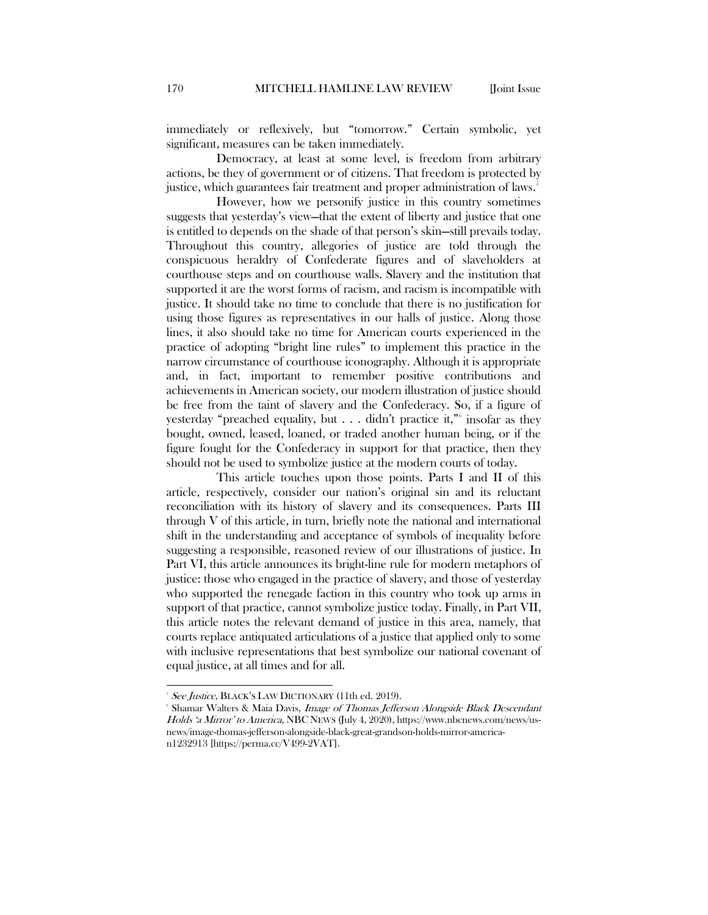immediately or reflexively, but "tomorrow." Certain symbolic, yet significant, measures can be taken immediately.

Democracy, at least at some level, is freedom from arbitrary actions, be they of government or of citizens. That freedom is protected by justice, which guarantees fair treatment and proper administration of laws.[5]

However, how we personify justice in this country sometimes suggests that yesterday's view—that the extent of liberty and justice that one is entitled to depends on the shade of that person's skin—still prevails today. Throughout this country, allegories of justice are told through the conspicuous heraldry of Confederate figures and of slaveholders at courthouse steps and on courthouse walls. Slavery and the institution that supported it are the worst forms of racism, and racism is incompatible with justice. It should take no time to conclude that there is no justification for using those figures as representatives in our halls of justice. Along those lines, it also should take no time for American courts experienced in the practice of adopting "bright line rules" to implement this practice in the narrow circumstance of courthouse iconography. Although it is appropriate and, in fact, important to remember positive contributions and achievements in American society, our modern illustration of justice should be free from the taint of slavery and the Confederacy. So, if a figure of yesterday "preached equality, but . . . didn't practice it,"[6] insofar as they bought, owned, leased, loaned, or traded another human being, or if the figure fought for the Confederacy in support for that practice, then they should not be used to symbolize justice at the modern courts of today.

This article touches upon those points. Parts I and II of this article, respectively, consider our nation's original sin and its reluctant reconciliation with its history of slavery and its consequences. Parts III through V of this article, in turn, briefly note the national and international shift in the understanding and acceptance of symbols of inequality before suggesting a responsible, reasoned review of our illustrations of justice. In Part VI, this article announces its bright-line rule for modern metaphors of justice: those who engaged in the practice of slavery, and those of yesterday who supported the renegade faction in this country who took up arms in support of that practice, cannot symbolize justice today. Finally, in Part VII, this article notes the relevant demand of justice in this area, namely, that courts replace antiquated articulations of a justice that applied only to some with inclusive representations that best symbolize our national covenant of equal justice, at all times and for all.

---

[5] *See Justice*, BLACK'S LAW DICTIONARY (11th ed. 2019).

[6] Shamar Walters & Maia Davis, *Image of Thomas Jefferson Alongside Black Descendant Holds 'a Mirror' to America*, NBC NEWS (July 4, 2020), https://www.nbcnews.com/news/us-news/image-thomas-jefferson-alongside-black-great-grandson-holds-mirror-america-n1232913 [https://perma.cc/V499-2VAT].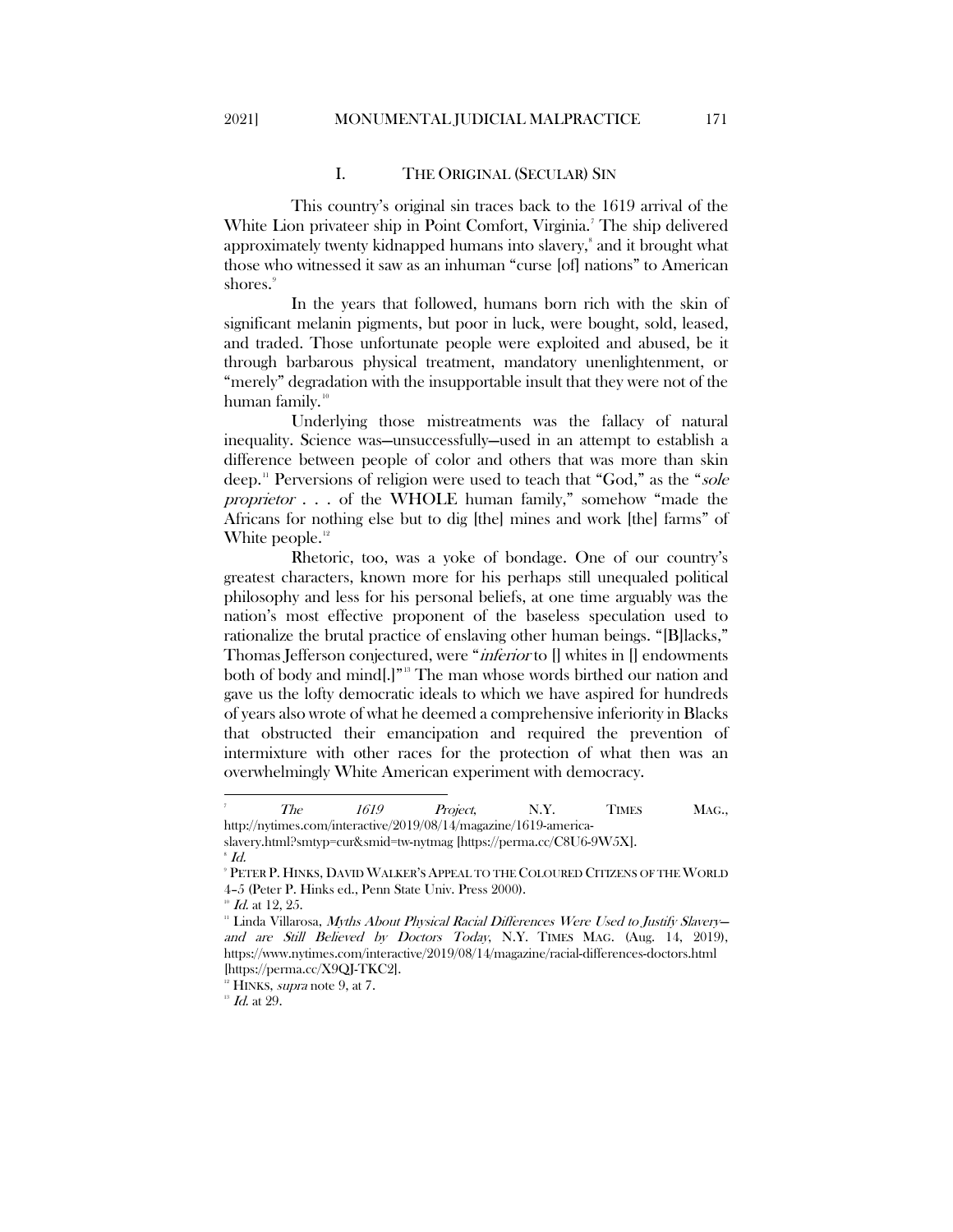## I. THE ORIGINAL (SECULAR) SIN

This country's original sin traces back to the 1619 arrival of the White Lion privateer ship in Point Comfort, Virginia.[7] The ship delivered approximately twenty kidnapped humans into slavery,[8] and it brought what those who witnessed it saw as an inhuman "curse [of] nations" to American shores.[9]

In the years that followed, humans born rich with the skin of significant melanin pigments, but poor in luck, were bought, sold, leased, and traded. Those unfortunate people were exploited and abused, be it through barbarous physical treatment, mandatory unenlightenment, or "merely" degradation with the insupportable insult that they were not of the human family.[10]

Underlying those mistreatments was the fallacy of natural inequality. Science was—unsuccessfully—used in an attempt to establish a difference between people of color and others that was more than skin deep.[11] Perversions of religion were used to teach that "God," as the "*sole proprietor* . . . of the WHOLE human family," somehow "made the Africans for nothing else but to dig [the] mines and work [the] farms" of White people.[12]

Rhetoric, too, was a yoke of bondage. One of our country's greatest characters, known more for his perhaps still unequaled political philosophy and less for his personal beliefs, at one time arguably was the nation's most effective proponent of the baseless speculation used to rationalize the brutal practice of enslaving other human beings. "[B]lacks," Thomas Jefferson conjectured, were "*inferior* to [] whites in [] endowments both of body and mind[.]"[13] The man whose words birthed our nation and gave us the lofty democratic ideals to which we have aspired for hundreds of years also wrote of what he deemed a comprehensive inferiority in Blacks that obstructed their emancipation and required the prevention of intermixture with other races for the protection of what then was an overwhelmingly White American experiment with democracy.

---

[7] *The 1619 Project*, N.Y. TIMES MAG., http://nytimes.com/interactive/2019/08/14/magazine/1619-america-slavery.html?smtyp=cur&smid=tw-nytmag [https://perma.cc/C8U6-9W5X].

[8] *Id.*

[9] PETER P. HINKS, DAVID WALKER'S APPEAL TO THE COLOURED CITIZENS OF THE WORLD 4–5 (Peter P. Hinks ed., Penn State Univ. Press 2000).

[10] *Id.* at 12, 25.

[11] Linda Villarosa, *Myths About Physical Racial Differences Were Used to Justify Slavery—and are Still Believed by Doctors Today*, N.Y. TIMES MAG. (Aug. 14, 2019), https://www.nytimes.com/interactive/2019/08/14/magazine/racial-differences-doctors.html [https://perma.cc/X9QJ-TKC2].

[12] HINKS, *supra* note 9, at 7.

[13] *Id.* at 29.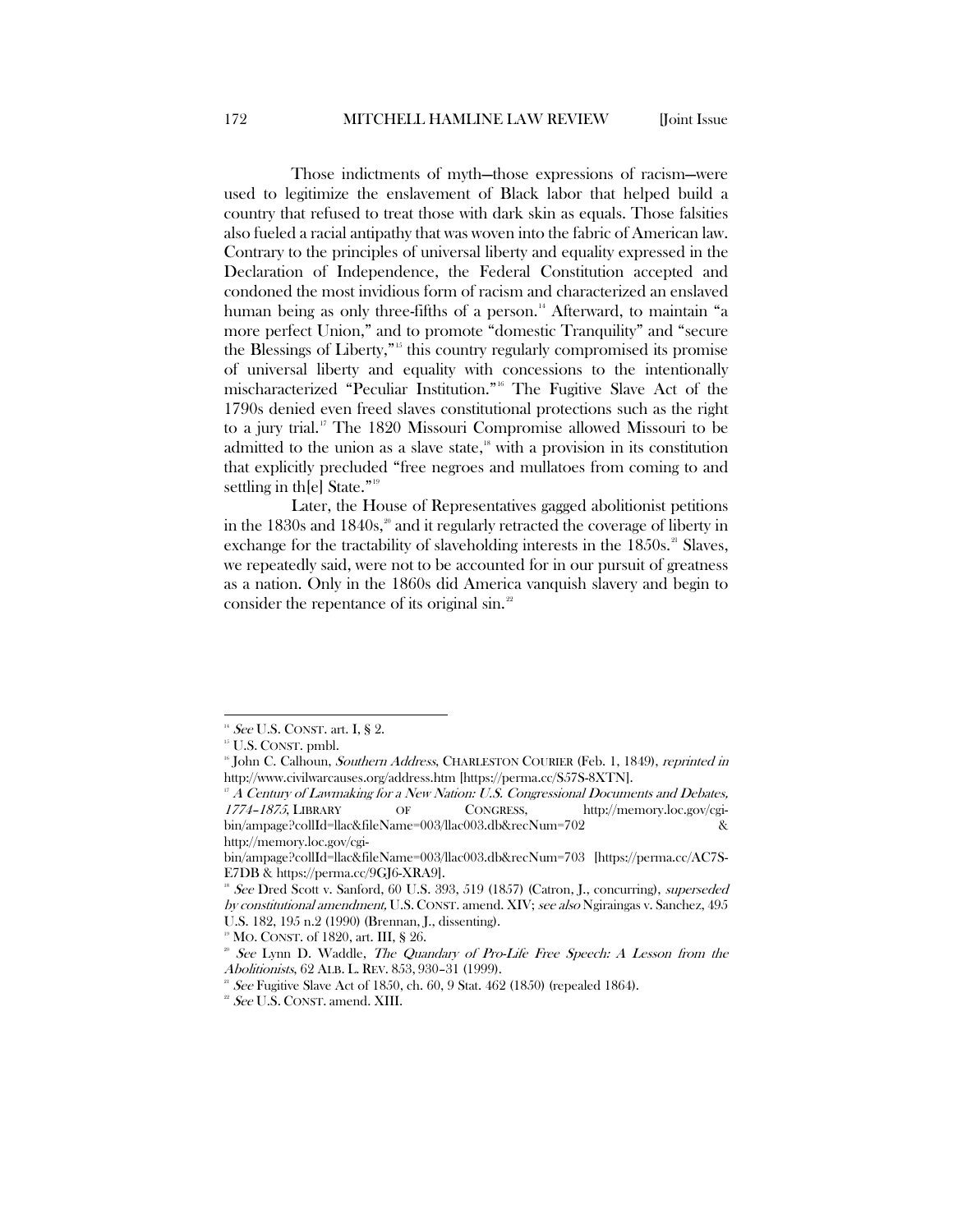Those indictments of myth—those expressions of racism—were used to legitimize the enslavement of Black labor that helped build a country that refused to treat those with dark skin as equals. Those falsities also fueled a racial antipathy that was woven into the fabric of American law. Contrary to the principles of universal liberty and equality expressed in the Declaration of Independence, the Federal Constitution accepted and condoned the most invidious form of racism and characterized an enslaved human being as only three-fifths of a person.[14] Afterward, to maintain "a more perfect Union," and to promote "domestic Tranquility" and "secure the Blessings of Liberty,"[15] this country regularly compromised its promise of universal liberty and equality with concessions to the intentionally mischaracterized "Peculiar Institution."[16] The Fugitive Slave Act of the 1790s denied even freed slaves constitutional protections such as the right to a jury trial.[17] The 1820 Missouri Compromise allowed Missouri to be admitted to the union as a slave state,[18] with a provision in its constitution that explicitly precluded "free negroes and mullatoes from coming to and settling in th[e] State."[19]

Later, the House of Representatives gagged abolitionist petitions in the 1830s and 1840s,[20] and it regularly retracted the coverage of liberty in exchange for the tractability of slaveholding interests in the 1850s.[21] Slaves, we repeatedly said, were not to be accounted for in our pursuit of greatness as a nation. Only in the 1860s did America vanquish slavery and begin to consider the repentance of its original sin.[22]

---

[14] *See* U.S. CONST. art. I, § 2.

[15] U.S. CONST. pmbl.

[16] John C. Calhoun, *Southern Address*, CHARLESTON COURIER (Feb. 1, 1849), *reprinted in* http://www.civilwarcauses.org/address.htm [https://perma.cc/S57S-8XTN].

[17] *A Century of Lawmaking for a New Nation: U.S. Congressional Documents and Debates, 1774–1875*, LIBRARY OF CONGRESS, http://memory.loc.gov/cgi-bin/ampage?collId=llac&fileName=003/llac003.db&recNum=702 & http://memory.loc.gov/cgi-bin/ampage?collId=llac&fileName=003/llac003.db&recNum=703 [https://perma.cc/AC7S-E7DB & https://perma.cc/9GJ6-XRA9].

[18] *See* Dred Scott v. Sanford, 60 U.S. 393, 519 (1857) (Catron, J., concurring), *superseded by constitutional amendment*, U.S. CONST. amend. XIV; *see also* Ngiraingas v. Sanchez, 495 U.S. 182, 195 n.2 (1990) (Brennan, J., dissenting).

[19] MO. CONST. of 1820, art. III, § 26.

[20] *See* Lynn D. Waddle, *The Quandary of Pro-Life Free Speech: A Lesson from the Abolitionists*, 62 ALB. L. REV. 853, 930–31 (1999).

[21] *See* Fugitive Slave Act of 1850, ch. 60, 9 Stat. 462 (1850) (repealed 1864).

[22] *See* U.S. CONST. amend. XIII.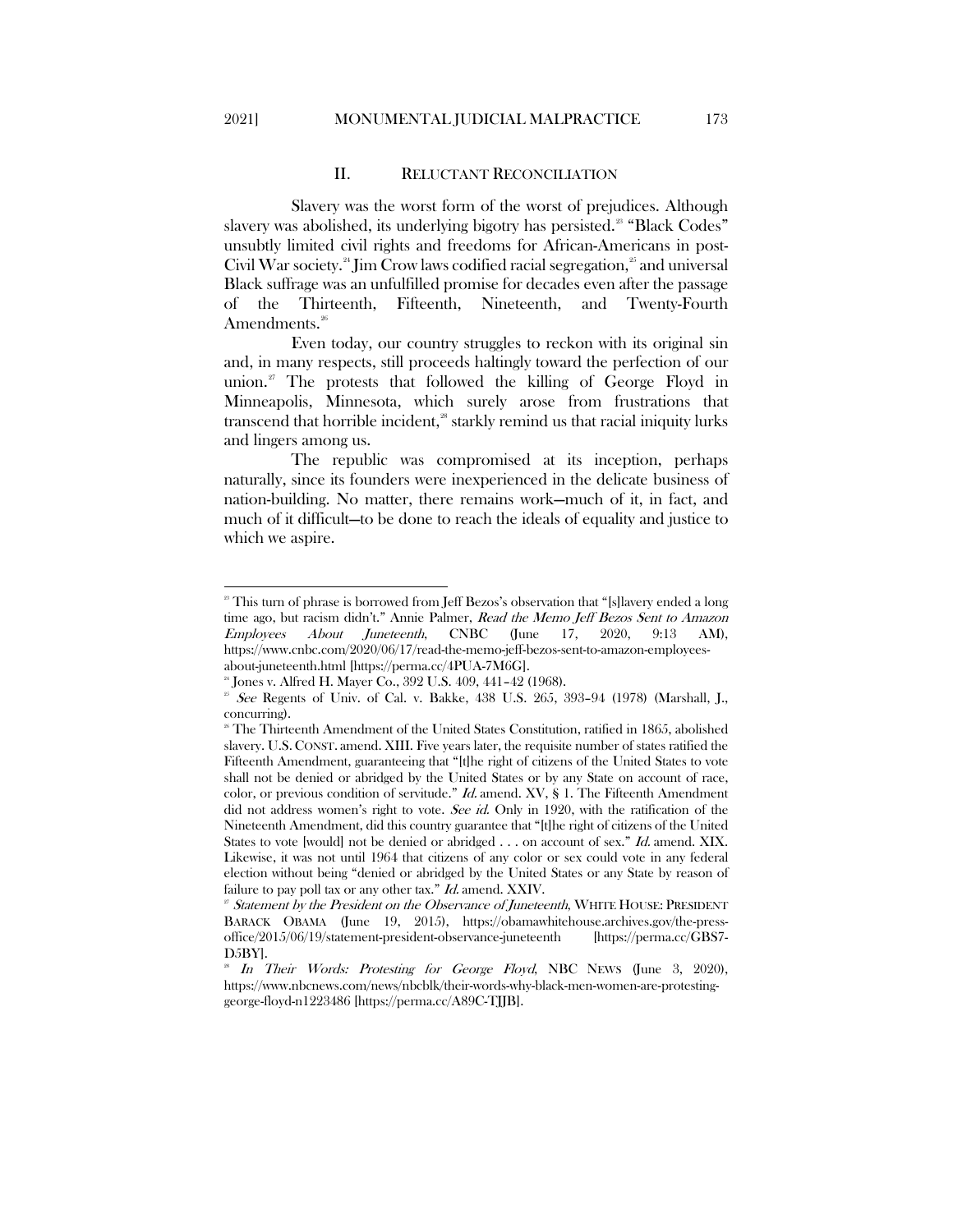## II. RELUCTANT RECONCILIATION

Slavery was the worst form of the worst of prejudices. Although slavery was abolished, its underlying bigotry has persisted.[23] "Black Codes" unsubtly limited civil rights and freedoms for African-Americans in post-Civil War society.[24] Jim Crow laws codified racial segregation,[25] and universal Black suffrage was an unfulfilled promise for decades even after the passage of the Thirteenth, Fifteenth, Nineteenth, and Twenty-Fourth Amendments.[26]

Even today, our country struggles to reckon with its original sin and, in many respects, still proceeds haltingly toward the perfection of our union.[27] The protests that followed the killing of George Floyd in Minneapolis, Minnesota, which surely arose from frustrations that transcend that horrible incident,[28] starkly remind us that racial iniquity lurks and lingers among us.

The republic was compromised at its inception, perhaps naturally, since its founders were inexperienced in the delicate business of nation-building. No matter, there remains work—much of it, in fact, and much of it difficult—to be done to reach the ideals of equality and justice to which we aspire.

---

[23] This turn of phrase is borrowed from Jeff Bezos's observation that "[s]lavery ended a long time ago, but racism didn't." Annie Palmer, *Read the Memo Jeff Bezos Sent to Amazon Employees About Juneteenth*, CNBC (June 17, 2020, 9:13 AM), https://www.cnbc.com/2020/06/17/read-the-memo-jeff-bezos-sent-to-amazon-employees-about-juneteenth.html [https://perma.cc/4PUA-7M6G].

[24] Jones v. Alfred H. Mayer Co., 392 U.S. 409, 441–42 (1968).

[25] *See* Regents of Univ. of Cal. v. Bakke, 438 U.S. 265, 393–94 (1978) (Marshall, J., concurring).

[26] The Thirteenth Amendment of the United States Constitution, ratified in 1865, abolished slavery. U.S. CONST. amend. XIII. Five years later, the requisite number of states ratified the Fifteenth Amendment, guaranteeing that "[t]he right of citizens of the United States to vote shall not be denied or abridged by the United States or by any State on account of race, color, or previous condition of servitude." *Id.* amend. XV, § 1. The Fifteenth Amendment did not address women's right to vote. *See id.* Only in 1920, with the ratification of the Nineteenth Amendment, did this country guarantee that "[t]he right of citizens of the United States to vote [would] not be denied or abridged . . . on account of sex." *Id.* amend. XIX. Likewise, it was not until 1964 that citizens of any color or sex could vote in any federal election without being "denied or abridged by the United States or any State by reason of failure to pay poll tax or any other tax." *Id.* amend. XXIV.

[27] *Statement by the President on the Observance of Juneteenth*, WHITE HOUSE: PRESIDENT BARACK OBAMA (June 19, 2015), https://obamawhitehouse.archives.gov/the-press-office/2015/06/19/statement-president-observance-juneteenth [https://perma.cc/GBS7-D5BY].

[28] *In Their Words: Protesting for George Floyd*, NBC NEWS (June 3, 2020), https://www.nbcnews.com/news/nbcblk/their-words-why-black-men-women-are-protesting-george-floyd-n1223486 [https://perma.cc/A89C-TJJB].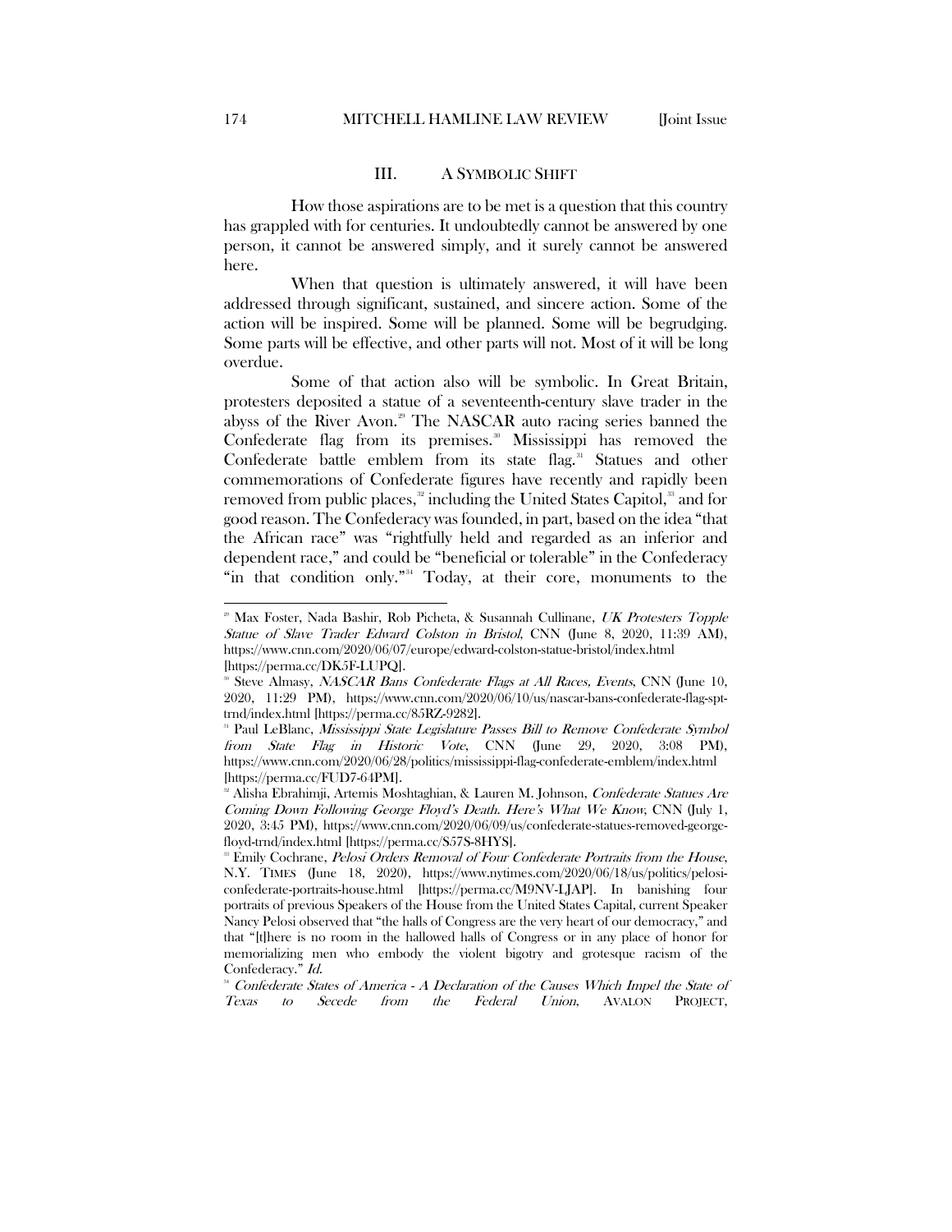## III. A SYMBOLIC SHIFT

How those aspirations are to be met is a question that this country has grappled with for centuries. It undoubtedly cannot be answered by one person, it cannot be answered simply, and it surely cannot be answered here.

When that question is ultimately answered, it will have been addressed through significant, sustained, and sincere action. Some of the action will be inspired. Some will be planned. Some will be begrudging. Some parts will be effective, and other parts will not. Most of it will be long overdue.

Some of that action also will be symbolic. In Great Britain, protesters deposited a statue of a seventeenth-century slave trader in the abyss of the River Avon.[29] The NASCAR auto racing series banned the Confederate flag from its premises.[30] Mississippi has removed the Confederate battle emblem from its state flag.[31] Statues and other commemorations of Confederate figures have recently and rapidly been removed from public places,[32] including the United States Capitol,[33] and for good reason. The Confederacy was founded, in part, based on the idea "that the African race" was "rightfully held and regarded as an inferior and dependent race," and could be "beneficial or tolerable" in the Confederacy "in that condition only."[34] Today, at their core, monuments to the

---

[29] Max Foster, Nada Bashir, Rob Picheta, & Susannah Cullinane, *UK Protesters Topple Statue of Slave Trader Edward Colston in Bristol*, CNN (June 8, 2020, 11:39 AM), https://www.cnn.com/2020/06/07/europe/edward-colston-statue-bristol/index.html [https://perma.cc/DK5F-LUPQ].

[30] Steve Almasy, *NASCAR Bans Confederate Flags at All Races, Events*, CNN (June 10, 2020, 11:29 PM), https://www.cnn.com/2020/06/10/us/nascar-bans-confederate-flag-spt-trnd/index.html [https://perma.cc/85RZ-9282].

[31] Paul LeBlanc, *Mississippi State Legislature Passes Bill to Remove Confederate Symbol from State Flag in Historic Vote*, CNN (June 29, 2020, 3:08 PM), https://www.cnn.com/2020/06/28/politics/mississippi-flag-confederate-emblem/index.html [https://perma.cc/FUD7-64PM].

[32] Alisha Ebrahimji, Artemis Moshtaghian, & Lauren M. Johnson, *Confederate Statues Are Coming Down Following George Floyd's Death. Here's What We Know*, CNN (July 1, 2020, 3:45 PM), https://www.cnn.com/2020/06/09/us/confederate-statues-removed-george-floyd-trnd/index.html [https://perma.cc/S57S-8HYS].

[33] Emily Cochrane, *Pelosi Orders Removal of Four Confederate Portraits from the House*, N.Y. TIMES (June 18, 2020), https://www.nytimes.com/2020/06/18/us/politics/pelosi-confederate-portraits-house.html [https://perma.cc/M9NV-LJAP]. In banishing four portraits of previous Speakers of the House from the United States Capitol, current Speaker Nancy Pelosi observed that "the halls of Congress are the very heart of our democracy," and that "[t]here is no room in the hallowed halls of Congress or in any place of honor for memorializing men who embody the violent bigotry and grotesque racism of the Confederacy." *Id.*

[34] *Confederate States of America - A Declaration of the Causes Which Impel the State of Texas to Secede from the Federal Union*, AVALON PROJECT,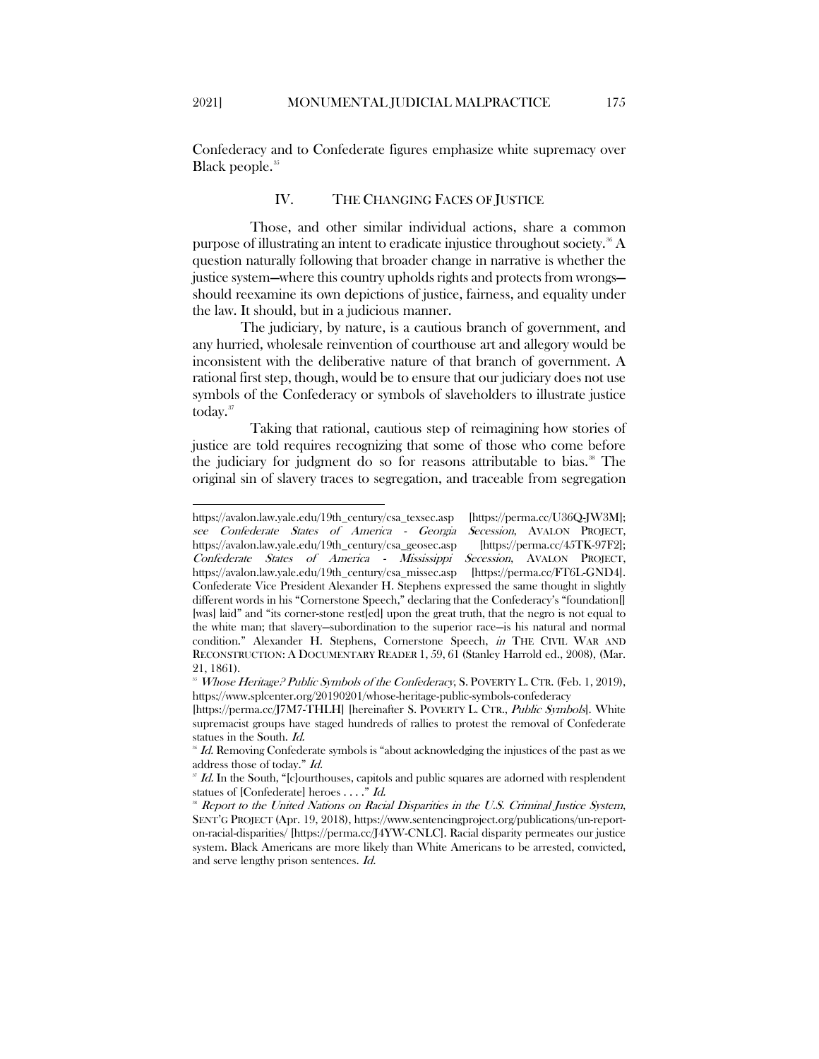Confederacy and to Confederate figures emphasize white supremacy over Black people.[35]

## IV. THE CHANGING FACES OF JUSTICE

Those, and other similar individual actions, share a common purpose of illustrating an intent to eradicate injustice throughout society.[36] A question naturally following that broader change in narrative is whether the justice system—where this country upholds rights and protects from wrongs—should reexamine its own depictions of justice, fairness, and equality under the law. It should, but in a judicious manner.

The judiciary, by nature, is a cautious branch of government, and any hurried, wholesale reinvention of courthouse art and allegory would be inconsistent with the deliberative nature of that branch of government. A rational first step, though, would be to ensure that our judiciary does not use symbols of the Confederacy or symbols of slaveholders to illustrate justice today.[37]

Taking that rational, cautious step of reimagining how stories of justice are told requires recognizing that some of those who come before the judiciary for judgment do so for reasons attributable to bias.[38] The original sin of slavery traces to segregation, and traceable from segregation

---

https://avalon.law.yale.edu/19th_century/csa_texsec.asp [https://perma.cc/U36Q-JW3M]; *see Confederate States of America - Georgia Secession*, AVALON PROJECT, https://avalon.law.yale.edu/19th_century/csa_geosec.asp [https://perma.cc/45TK-97F2]; *Confederate States of America - Mississippi Secession*, AVALON PROJECT, https://avalon.law.yale.edu/19th_century/csa_missec.asp [https://perma.cc/FT6L-GND4]. Confederate Vice President Alexander H. Stephens expressed the same thought in slightly different words in his "Cornerstone Speech," declaring that the Confederacy's "foundation[] [was] laid" and "its corner-stone rest[ed] upon the great truth, that the negro is not equal to the white man; that slavery—subordination to the superior race—is his natural and normal condition." Alexander H. Stephens, Cornerstone Speech, *in* THE CIVIL WAR AND RECONSTRUCTION: A DOCUMENTARY READER 1, 59, 61 (Stanley Harrold ed., 2008), (Mar. 21, 1861).

[35] *Whose Heritage? Public Symbols of the Confederacy*, S. POVERTY L. CTR. (Feb. 1, 2019), https://www.splcenter.org/20190201/whose-heritage-public-symbols-confederacy [https://perma.cc/J7M7-THLH] [hereinafter S. POVERTY L. CTR., *Public Symbols*]. White supremacist groups have staged hundreds of rallies to protest the removal of Confederate statues in the South. *Id.*

[36] *Id.* Removing Confederate symbols is "about acknowledging the injustices of the past as we address those of today." *Id.*

[37] *Id.* In the South, "[c]ourthouses, capitols and public squares are adorned with resplendent statues of [Confederate] heroes . . . ." *Id.*

[38] *Report to the United Nations on Racial Disparities in the U.S. Criminal Justice System*, SENT'G PROJECT (Apr. 19, 2018), https://www.sentencingproject.org/publications/un-report-on-racial-disparities/ [https://perma.cc/J4YW-CNLC]. Racial disparity permeates our justice system. Black Americans are more likely than White Americans to be arrested, convicted, and serve lengthy prison sentences. *Id.*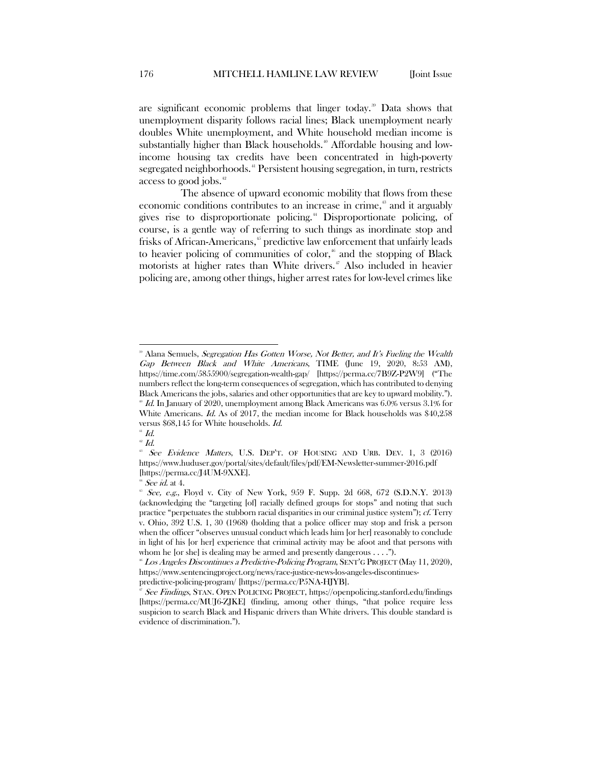are significant economic problems that linger today.[39] Data shows that unemployment disparity follows racial lines; Black unemployment nearly doubles White unemployment, and White household median income is substantially higher than Black households.[40] Affordable housing and low-income housing tax credits have been concentrated in high-poverty segregated neighborhoods.[41] Persistent housing segregation, in turn, restricts access to good jobs.[42]

The absence of upward economic mobility that flows from these economic conditions contributes to an increase in crime,[43] and it arguably gives rise to disproportionate policing.[44] Disproportionate policing, of course, is a gentle way of referring to such things as inordinate stop and frisks of African-Americans,[45] predictive law enforcement that unfairly leads to heavier policing of communities of color,[46] and the stopping of Black motorists at higher rates than White drivers.[47] Also included in heavier policing are, among other things, higher arrest rates for low-level crimes like

---

[39] Alana Semuels, *Segregation Has Gotten Worse, Not Better, and It's Fueling the Wealth Gap Between Black and White Americans*, TIME (June 19, 2020, 8:53 AM), https://time.com/5855900/segregation-wealth-gap/ [https://perma.cc/7B9Z-P2W9] ("The numbers reflect the long-term consequences of segregation, which has contributed to denying Black Americans the jobs, salaries and other opportunities that are key to upward mobility.").

[40] *Id.* In January of 2020, unemployment among Black Americans was 6.0% versus 3.1% for White Americans. *Id.* As of 2017, the median income for Black households was $40,258 versus $68,145 for White households. *Id.*

[41] *Id.*

[42] *Id.*

[43] *See Evidence Matters*, U.S. DEP'T. OF HOUSING AND URB. DEV. 1, 3 (2016) https://www.huduser.gov/portal/sites/default/files/pdf/EM-Newsletter-summer-2016.pdf [https://perma.cc/J4UM-9XXE].

[44] *See id.* at 4.

[45] *See, e.g.*, Floyd v. City of New York, 959 F. Supp. 2d 668, 672 (S.D.N.Y. 2013) (acknowledging the "targeting [of] racially defined groups for stops" and noting that such practice "perpetuates the stubborn racial disparities in our criminal justice system"); *cf.* Terry v. Ohio, 392 U.S. 1, 30 (1968) (holding that a police officer may stop and frisk a person when the officer "observes unusual conduct which leads him [or her] reasonably to conclude in light of his [or her] experience that criminal activity may be afoot and that persons with whom he [or she] is dealing may be armed and presently dangerous . . . .").

[46] *Los Angeles Discontinues a Predictive-Policing Program*, SENT'G PROJECT (May 11, 2020), https://www.sentencingproject.org/news/race-justice-news-los-angeles-discontinues-predictive-policing-program/ [https://perma.cc/P5NA-HJYB].

[47] *See Findings*, STAN. OPEN POLICING PROJECT, https://openpolicing.stanford.edu/findings [https://perma.cc/MUJ6-ZJKE] (finding, among other things, "that police require less suspicion to search Black and Hispanic drivers than White drivers. This double standard is evidence of discrimination.").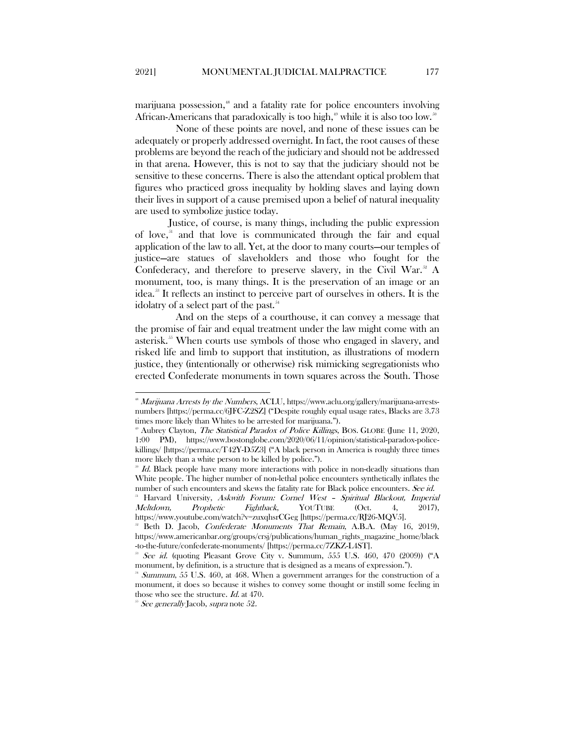marijuana possession,[48] and a fatality rate for police encounters involving African-Americans that paradoxically is too high,[49] while it is also too low.[50]

None of these points are novel, and none of these issues can be adequately or properly addressed overnight. In fact, the root causes of these problems are beyond the reach of the judiciary and should not be addressed in that arena. However, this is not to say that the judiciary should not be sensitive to these concerns. There is also the attendant optical problem that figures who practiced gross inequality by holding slaves and laying down their lives in support of a cause premised upon a belief of natural inequality are used to symbolize justice today.

Justice, of course, is many things, including the public expression of love,[51] and that love is communicated through the fair and equal application of the law to all. Yet, at the door to many courts—our temples of justice—are statues of slaveholders and those who fought for the Confederacy, and therefore to preserve slavery, in the Civil War.[52] A monument, too, is many things. It is the preservation of an image or an idea.[53] It reflects an instinct to perceive part of ourselves in others. It is the idolatry of a select part of the past.[54]

And on the steps of a courthouse, it can convey a message that the promise of fair and equal treatment under the law might come with an asterisk.[55] When courts use symbols of those who engaged in slavery, and risked life and limb to support that institution, as illustrations of modern justice, they (intentionally or otherwise) risk mimicking segregationists who erected Confederate monuments in town squares across the South. Those

---

[48] *Marijuana Arrests by the Numbers*, ACLU, https://www.aclu.org/gallery/marijuana-arrests-numbers [https://perma.cc/6JFC-Z2SZ] ("Despite roughly equal usage rates, Blacks are 3.73 times more likely than Whites to be arrested for marijuana.").

[49] Aubrey Clayton, *The Statistical Paradox of Police Killings*, BOS. GLOBE (June 11, 2020, 1:00 PM), https://www.bostonglobe.com/2020/06/11/opinion/statistical-paradox-police-killings/ [https://perma.cc/T42Y-D5Z3] ("A black person in America is roughly three times more likely than a white person to be killed by police.").

[50] *Id.* Black people have many more interactions with police in non-deadly situations than White people. The higher number of non-lethal police encounters synthetically inflates the number of such encounters and skews the fatality rate for Black police encounters. *See id.*

[51] Harvard University, *Askwith Forum: Cornel West – Spiritual Blackout, Imperial Meltdown, Prophetic Fightback*, YOUTUBE (Oct. 4, 2017), https://www.youtube.com/watch?v=zuxqhsrCGeg [https://perma.cc/RJ26-MQV5].

[52] Beth D. Jacob, *Confederate Monuments That Remain*, A.B.A. (May 16, 2019), https://www.americanbar.org/groups/crsj/publications/human_rights_magazine_home/black-to-the-future/confederate-monuments/ [https://perma.cc/7ZKZ-L4ST].

[53] *See id.* (quoting Pleasant Grove City v. Summum, 555 U.S. 460, 470 (2009)) ("A monument, by definition, is a structure that is designed as a means of expression.").

[54] *Summum*, 55 U.S. 460, at 468. When a government arranges for the construction of a monument, it does so because it wishes to convey some thought or instill some feeling in those who see the structure. *Id.* at 470.

[55] *See generally* Jacob, *supra* note 52.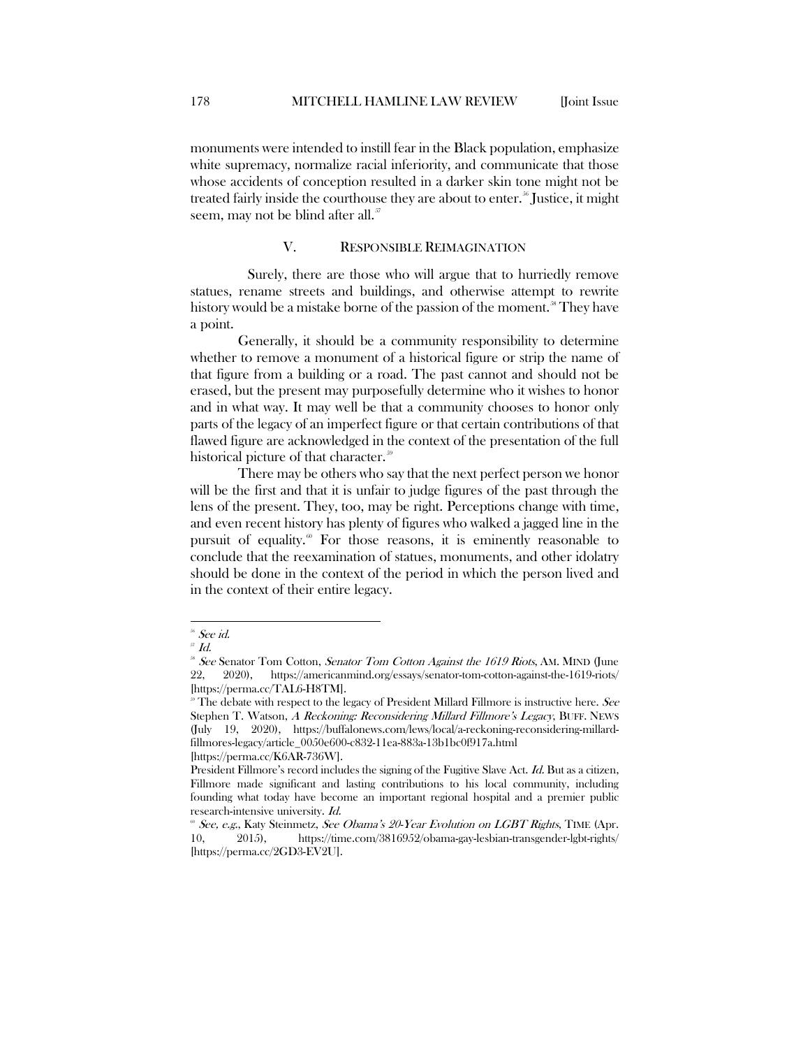monuments were intended to instill fear in the Black population, emphasize white supremacy, normalize racial inferiority, and communicate that those whose accidents of conception resulted in a darker skin tone might not be treated fairly inside the courthouse they are about to enter.[56] Justice, it might seem, may not be blind after all.[57]

## V. RESPONSIBLE REIMAGINATION

Surely, there are those who will argue that to hurriedly remove statues, rename streets and buildings, and otherwise attempt to rewrite history would be a mistake borne of the passion of the moment.[58] They have a point.

Generally, it should be a community responsibility to determine whether to remove a monument of a historical figure or strip the name of that figure from a building or a road. The past cannot and should not be erased, but the present may purposefully determine who it wishes to honor and in what way. It may well be that a community chooses to honor only parts of the legacy of an imperfect figure or that certain contributions of that flawed figure are acknowledged in the context of the presentation of the full historical picture of that character.[59]

There may be others who say that the next perfect person we honor will be the first and that it is unfair to judge figures of the past through the lens of the present. They, too, may be right. Perceptions change with time, and even recent history has plenty of figures who walked a jagged line in the pursuit of equality.[60] For those reasons, it is eminently reasonable to conclude that the reexamination of statues, monuments, and other idolatry should be done in the context of the period in which the person lived and in the context of their entire legacy.

---

[56] *See id.*

[57] *Id.*

[58] *See* Senator Tom Cotton, *Senator Tom Cotton Against the 1619 Riots*, AM. MIND (June 22, 2020), https://americanmind.org/essays/senator-tom-cotton-against-the-1619-riots/ [https://perma.cc/TAL6-H8TM].

[59] The debate with respect to the legacy of President Millard Fillmore is instructive here. *See* Stephen T. Watson, *A Reckoning: Reconsidering Millard Fillmore's Legacy*, BUFF. NEWS (July 19, 2020), https://buffalonews.com/lews/local/a-reckoning-reconsidering-millard-fillmores-legacy/article_0050e600-c832-11ea-883a-13b1bc0f917a.html [https://perma.cc/K6AR-736W].

President Fillmore's record includes the signing of the Fugitive Slave Act. *Id.* But as a citizen, Fillmore made significant and lasting contributions to his local community, including founding what today have become an important regional hospital and a premier public research-intensive university. *Id.*

[60] *See, e.g.*, Katy Steinmetz, *See Obama's 20-Year Evolution on LGBT Rights*, TIME (Apr. 10, 2015), https://time.com/3816952/obama-gay-lesbian-transgender-lgbt-rights/ [https://perma.cc/2GD3-EV2U].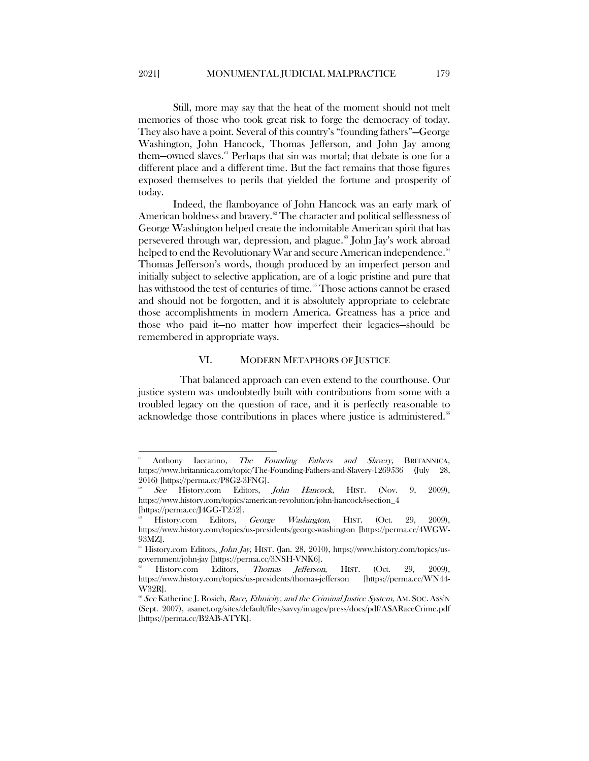Still, more may say that the heat of the moment should not melt memories of those who took great risk to forge the democracy of today. They also have a point. Several of this country's "founding fathers"—George Washington, John Hancock, Thomas Jefferson, and John Jay among them—owned slaves.[61] Perhaps that sin was mortal; that debate is one for a different place and a different time. But the fact remains that those figures exposed themselves to perils that yielded the fortune and prosperity of today.

Indeed, the flamboyance of John Hancock was an early mark of American boldness and bravery.[62] The character and political selflessness of George Washington helped create the indomitable American spirit that has persevered through war, depression, and plague.[63] John Jay's work abroad helped to end the Revolutionary War and secure American independence.[64] Thomas Jefferson's words, though produced by an imperfect person and initially subject to selective application, are of a logic pristine and pure that has withstood the test of centuries of time.[65] Those actions cannot be erased and should not be forgotten, and it is absolutely appropriate to celebrate those accomplishments in modern America. Greatness has a price and those who paid it—no matter how imperfect their legacies—should be remembered in appropriate ways.

## VI. MODERN METAPHORS OF JUSTICE

That balanced approach can even extend to the courthouse. Our justice system was undoubtedly built with contributions from some with a troubled legacy on the question of race, and it is perfectly reasonable to acknowledge those contributions in places where justice is administered.[66]

---

[61] Anthony Iaccarino, *The Founding Fathers and Slavery*, BRITANNICA, https://www.britannica.com/topic/The-Founding-Fathers-and-Slavery-1269536 (July 28, 2016) [https://perma.cc/P8G2-3FNG].

[62] *See* History.com Editors, *John Hancock*, HIST. (Nov. 9, 2009), https://www.history.com/topics/american-revolution/john-hancock#section_4 [https://perma.cc/J4GG-T252].

[63] History.com Editors, *George Washington*, HIST. (Oct. 29, 2009), https://www.history.com/topics/us-presidents/george-washington [https://perma.cc/4WGW-93MZ].

[64] History.com Editors, *John Jay*, HIST. (Jan. 28, 2010), https://www.history.com/topics/us-government/john-jay [https://perma.cc/3NSH-VNK6].

[65] History.com Editors, *Thomas Jefferson*, HIST. (Oct. 29, 2009), https://www.history.com/topics/us-presidents/thomas-jefferson [https://perma.cc/WN44-W32R].

[66] *See* Katherine J. Rosich, *Race, Ethnicity, and the Criminal Justice System*, AM. SOC. ASS'N (Sept. 2007), asanet.org/sites/default/files/savvy/images/press/docs/pdf/ASARaceCrime.pdf [https://perma.cc/B2AB-ATYK].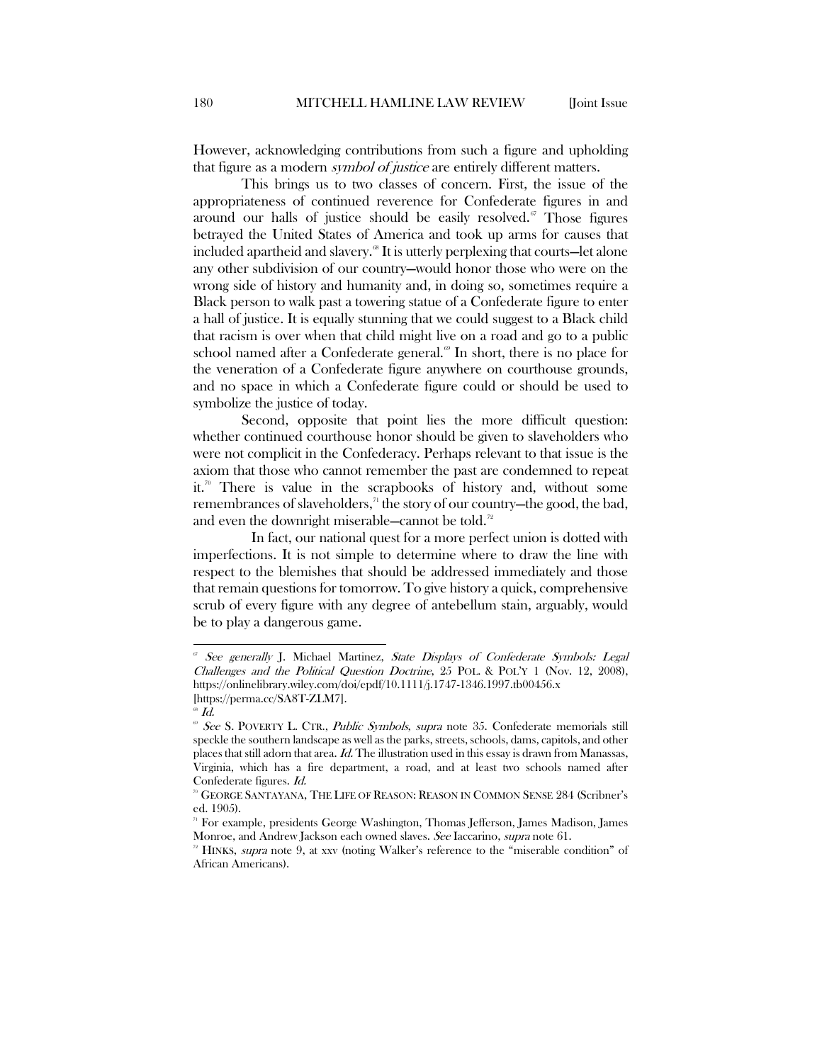However, acknowledging contributions from such a figure and upholding that figure as a modern *symbol of justice* are entirely different matters.

This brings us to two classes of concern. First, the issue of the appropriateness of continued reverence for Confederate figures in and around our halls of justice should be easily resolved.[67] Those figures betrayed the United States of America and took up arms for causes that included apartheid and slavery.[68] It is utterly perplexing that courts—let alone any other subdivision of our country—would honor those who were on the wrong side of history and humanity and, in doing so, sometimes require a Black person to walk past a towering statue of a Confederate figure to enter a hall of justice. It is equally stunning that we could suggest to a Black child that racism is over when that child might live on a road and go to a public school named after a Confederate general.[69] In short, there is no place for the veneration of a Confederate figure anywhere on courthouse grounds, and no space in which a Confederate figure could or should be used to symbolize the justice of today.

Second, opposite that point lies the more difficult question: whether continued courthouse honor should be given to slaveholders who were not complicit in the Confederacy. Perhaps relevant to that issue is the axiom that those who cannot remember the past are condemned to repeat it.[70] There is value in the scrapbooks of history and, without some remembrances of slaveholders,[71] the story of our country—the good, the bad, and even the downright miserable—cannot be told.[72]

In fact, our national quest for a more perfect union is dotted with imperfections. It is not simple to determine where to draw the line with respect to the blemishes that should be addressed immediately and those that remain questions for tomorrow. To give history a quick, comprehensive scrub of every figure with any degree of antebellum stain, arguably, would be to play a dangerous game.

---

[67] *See generally* J. Michael Martinez, *State Displays of Confederate Symbols: Legal Challenges and the Political Question Doctrine*, 25 POL. & POL'Y 1 (Nov. 12, 2008), https://onlinelibrary.wiley.com/doi/epdf/10.1111/j.1747-1346.1997.tb00456.x [https://perma.cc/SA8T-ZLM7].

[68] *Id.*

[69] *See* S. POVERTY L. CTR., *Public Symbols*, *supra* note 35. Confederate memorials still speckle the southern landscape as well as the parks, streets, schools, dams, capitols, and other places that still adorn that area. *Id.* The illustration used in this essay is drawn from Manassas, Virginia, which has a fire department, a road, and at least two schools named after Confederate figures. *Id.*

[70] GEORGE SANTAYANA, THE LIFE OF REASON: REASON IN COMMON SENSE 284 (Scribner's ed. 1905).

[71] For example, presidents George Washington, Thomas Jefferson, James Madison, James Monroe, and Andrew Jackson each owned slaves. *See* Iaccarino, *supra* note 61.

[72] HINKS, *supra* note 9, at xxv (noting Walker's reference to the "miserable condition" of African Americans).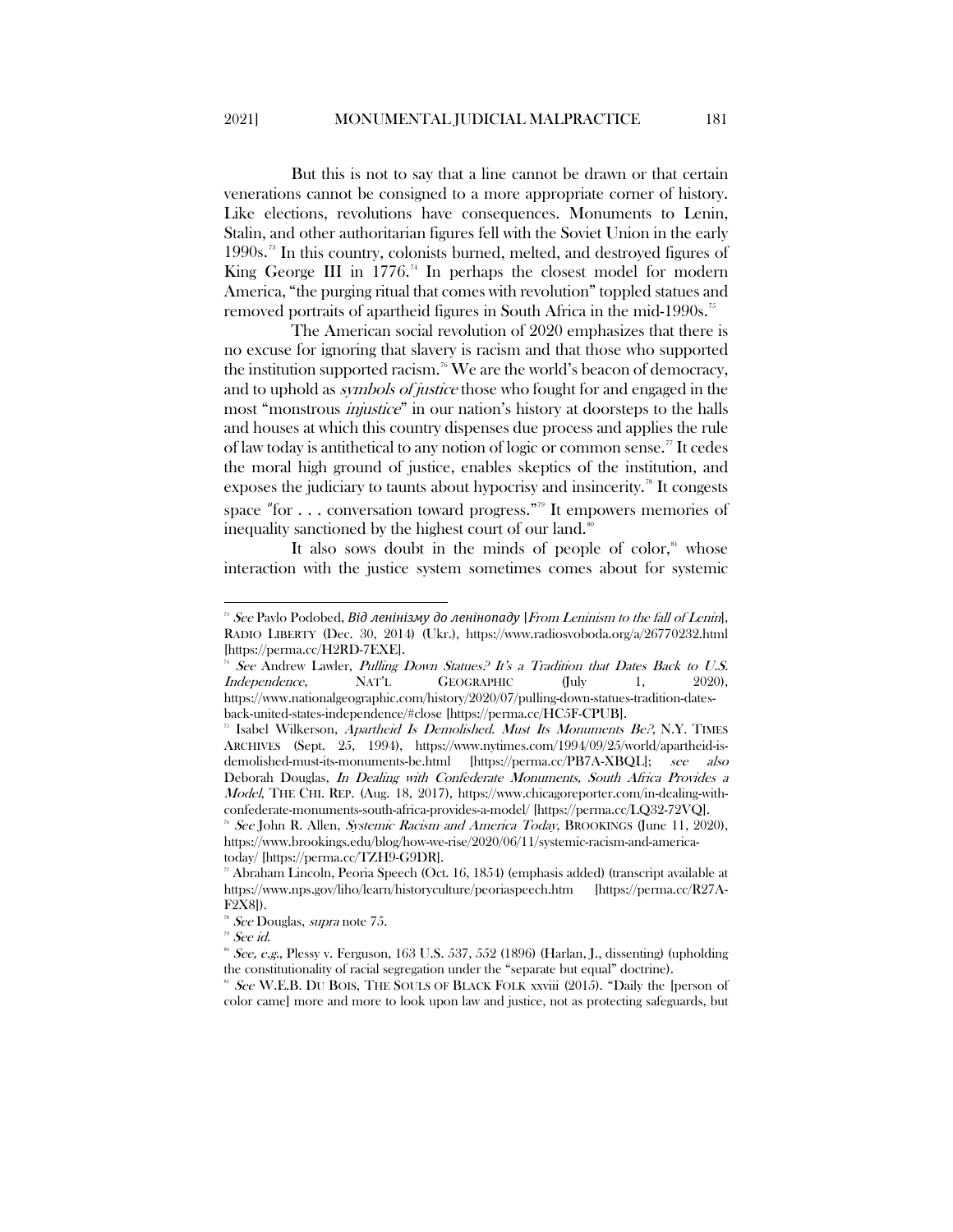But this is not to say that a line cannot be drawn or that certain venerations cannot be consigned to a more appropriate corner of history. Like elections, revolutions have consequences. Monuments to Lenin, Stalin, and other authoritarian figures fell with the Soviet Union in the early 1990s.[73] In this country, colonists burned, melted, and destroyed figures of King George III in 1776.[74] In perhaps the closest model for modern America, "the purging ritual that comes with revolution" toppled statues and removed portraits of apartheid figures in South Africa in the mid-1990s.[75]

The American social revolution of 2020 emphasizes that there is no excuse for ignoring that slavery is racism and that those who supported the institution supported racism.[76] We are the world's beacon of democracy, and to uphold as *symbols of justice* those who fought for and engaged in the most "monstrous *injustice*" in our nation's history at doorsteps to the halls and houses at which this country dispenses due process and applies the rule of law today is antithetical to any notion of logic or common sense.[77] It cedes the moral high ground of justice, enables skeptics of the institution, and exposes the judiciary to taunts about hypocrisy and insincerity.[78] It congests space "for . . . conversation toward progress."[79] It empowers memories of inequality sanctioned by the highest court of our land.[80]

It also sows doubt in the minds of people of color,[81] whose interaction with the justice system sometimes comes about for systemic

---

[73] *See* Pavlo Podobed, *Від ленінізму до ленінопаду* [*From Leninism to the fall of Lenin*], RADIO LIBERTY (Dec. 30, 2014) (Ukr.), https://www.radiosvoboda.org/a/26770232.html [https://perma.cc/H2RD-7EXE].

[74] *See* Andrew Lawler, *Pulling Down Statues? It's a Tradition that Dates Back to U.S. Independence*, NAT'L GEOGRAPHIC (July 1, 2020), https://www.nationalgeographic.com/history/2020/07/pulling-down-statues-tradition-dates-back-united-states-independence/#close [https://perma.cc/HC5F-CPUB].

[75] Isabel Wilkerson, *Apartheid Is Demolished. Must Its Monuments Be?*, N.Y. TIMES ARCHIVES (Sept. 25, 1994), https://www.nytimes.com/1994/09/25/world/apartheid-is-demolished-must-its-monuments-be.html [https://perma.cc/PB7A-XBQL]; *see also* Deborah Douglas, *In Dealing with Confederate Monuments, South Africa Provides a Model*, THE CHI. REP. (Aug. 18, 2017), https://www.chicagoreporter.com/in-dealing-with-confederate-monuments-south-africa-provides-a-model/ [https://perma.cc/LQ32-72VQ].

[76] *See* John R. Allen, *Systemic Racism and America Today*, BROOKINGS (June 11, 2020), https://www.brookings.edu/blog/how-we-rise/2020/06/11/systemic-racism-and-america-today/ [https://perma.cc/TZH9-G9DR].

[77] Abraham Lincoln, Peoria Speech (Oct. 16, 1854) (emphasis added) (transcript available at https://www.nps.gov/liho/learn/historyculture/peoriaspeech.htm [https://perma.cc/R27A-F2X8]).

[78] *See* Douglas, *supra* note 75.

[79] *See id.*

[80] *See, e.g.*, Plessy v. Ferguson, 163 U.S. 537, 552 (1896) (Harlan, J., dissenting) (upholding the constitutionality of racial segregation under the "separate but equal" doctrine).

[81] *See* W.E.B. DU BOIS, THE SOULS OF BLACK FOLK xxviii (2015). "Daily the [person of color came] more and more to look upon law and justice, not as protecting safeguards, but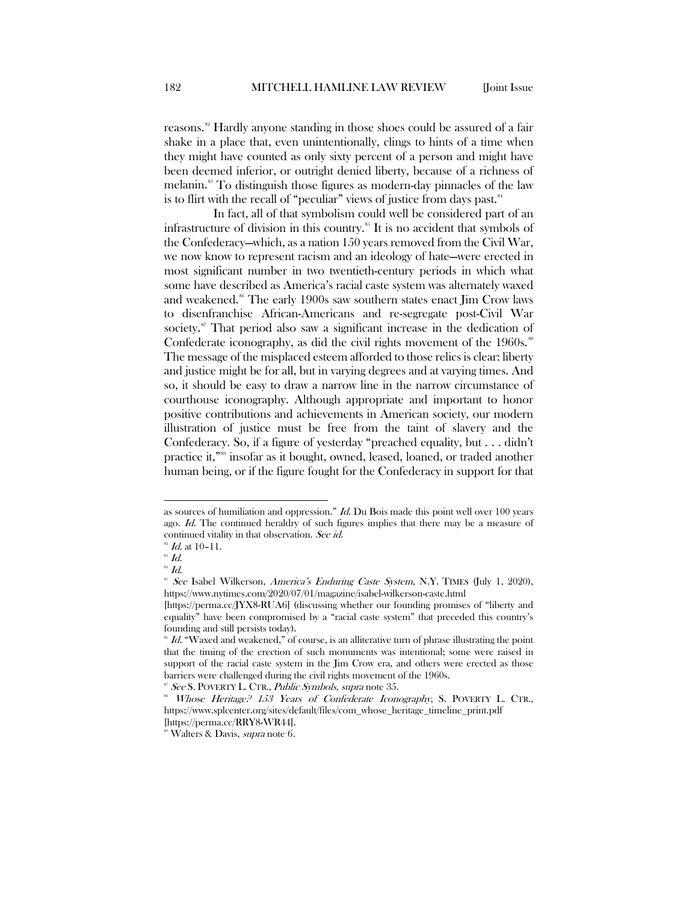reasons.[82] Hardly anyone standing in those shoes could be assured of a fair shake in a place that, even unintentionally, clings to hints of a time when they might have counted as only sixty percent of a person and might have been deemed inferior, or outright denied liberty, because of a richness of melanin.[83] To distinguish those figures as modern-day pinnacles of the law is to flirt with the recall of "peculiar" views of justice from days past.[84]

In fact, all of that symbolism could well be considered part of an infrastructure of division in this country.[85] It is no accident that symbols of the Confederacy—which, as a nation 150 years removed from the Civil War, we now know to represent racism and an ideology of hate—were erected in most significant number in two twentieth-century periods in which what some have described as America's racial caste system was alternately waxed and weakened.[86] The early 1900s saw southern states enact Jim Crow laws to disenfranchise African-Americans and re-segregate post-Civil War society.[87] That period also saw a significant increase in the dedication of Confederate iconography, as did the civil rights movement of the 1960s.[88] The message of the misplaced esteem afforded to those relics is clear: liberty and justice might be for all, but in varying degrees and at varying times. And so, it should be easy to draw a narrow line in the narrow circumstance of courthouse iconography. Although appropriate and important to honor positive contributions and achievements in American society, our modern illustration of justice must be free from the taint of slavery and the Confederacy. So, if a figure of yesterday "preached equality, but . . . didn't practice it,"[89] insofar as it bought, owned, leased, loaned, or traded another human being, or if the figure fought for the Confederacy in support for that

---

as sources of humiliation and oppression." *Id.* Du Bois made this point well over 100 years ago. *Id.* The continued heraldry of such figures implies that there may be a measure of continued vitality in that observation. *See id.*

[82] *Id.* at 10–11.

[83] *Id.*

[84] *Id.*

[85] *See* Isabel Wilkerson, *America's Enduring Caste System*, N.Y. TIMES (July 1, 2020), https://www.nytimes.com/2020/07/01/magazine/isabel-wilkerson-caste.html [https://perma.cc/JYX8-RUA6] (discussing whether our founding promises of "liberty and equality" have been compromised by a "racial caste system" that preceded this country's founding and still persists today).

[86] *Id.* "Waxed and weakened," of course, is an alliterative turn of phrase illustrating the point that the timing of the erection of such monuments was intentional; some were raised in support of the racial caste system in the Jim Crow era, and others were erected as those barriers were challenged during the civil rights movement of the 1960s.

[87] *See* S. POVERTY L. CTR., *Public Symbols*, *supra* note 35.

[88] *Whose Heritage? 153 Years of Confederate Iconography*, S. POVERTY L. CTR., https://www.splcenter.org/sites/default/files/com_whose_heritage_timeline_print.pdf [https://perma.cc/RRY8-WR44].

[89] Walters & Davis, *supra* note 6.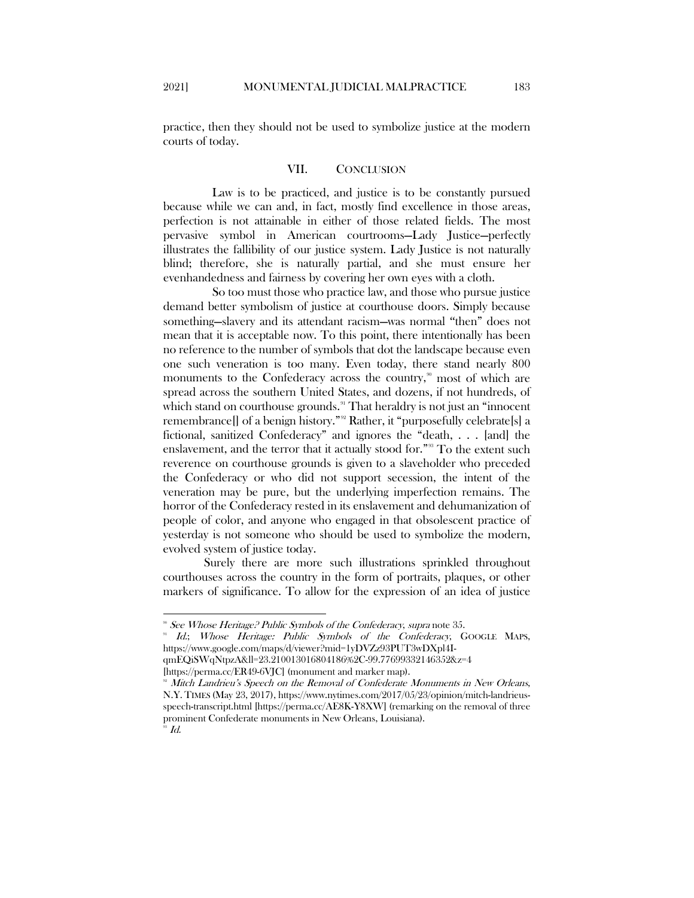practice, then they should not be used to symbolize justice at the modern courts of today.

## VII. CONCLUSION

Law is to be practiced, and justice is to be constantly pursued because while we can and, in fact, mostly find excellence in those areas, perfection is not attainable in either of those related fields. The most pervasive symbol in American courtrooms—Lady Justice—perfectly illustrates the fallibility of our justice system. Lady Justice is not naturally blind; therefore, she is naturally partial, and she must ensure her evenhandedness and fairness by covering her own eyes with a cloth.

So too must those who practice law, and those who pursue justice demand better symbolism of justice at courthouse doors. Simply because something—slavery and its attendant racism—was normal "then" does not mean that it is acceptable now. To this point, there intentionally has been no reference to the number of symbols that dot the landscape because even one such veneration is too many. Even today, there stand nearly 800 monuments to the Confederacy across the country,[90] most of which are spread across the southern United States, and dozens, if not hundreds, of which stand on courthouse grounds.[91] That heraldry is not just an "innocent remembrance[] of a benign history."[92] Rather, it "purposefully celebrate[s] a fictional, sanitized Confederacy" and ignores the "death, . . . [and] the enslavement, and the terror that it actually stood for."[93] To the extent such reverence on courthouse grounds is given to a slaveholder who preceded the Confederacy or who did not support secession, the intent of the veneration may be pure, but the underlying imperfection remains. The horror of the Confederacy rested in its enslavement and dehumanization of people of color, and anyone who engaged in that obsolescent practice of yesterday is not someone who should be used to symbolize the modern, evolved system of justice today.

Surely there are more such illustrations sprinkled throughout courthouses across the country in the form of portraits, plaques, or other markers of significance. To allow for the expression of an idea of justice

---

[90] *See Whose Heritage? Public Symbols of the Confederacy*, *supra* note 35.

[91] *Id.*; *Whose Heritage: Public Symbols of the Confederacy*, GOOGLE MAPS, https://www.google.com/maps/d/viewer?mid=1yDVZz93PUT3wDXpl4I-qmEQiSWqNtpzA&ll=23.210013016804186%2C-99.77699332146352&z=4 [https://perma.cc/ER49-6VJC] (monument and marker map).

[92] *Mitch Landrieu's Speech on the Removal of Confederate Monuments in New Orleans*, N.Y. TIMES (May 23, 2017), https://www.nytimes.com/2017/05/23/opinion/mitch-landrieus-speech-transcript.html [https://perma.cc/AE8K-Y8XW] (remarking on the removal of three prominent Confederate monuments in New Orleans, Louisiana).

[93] *Id.*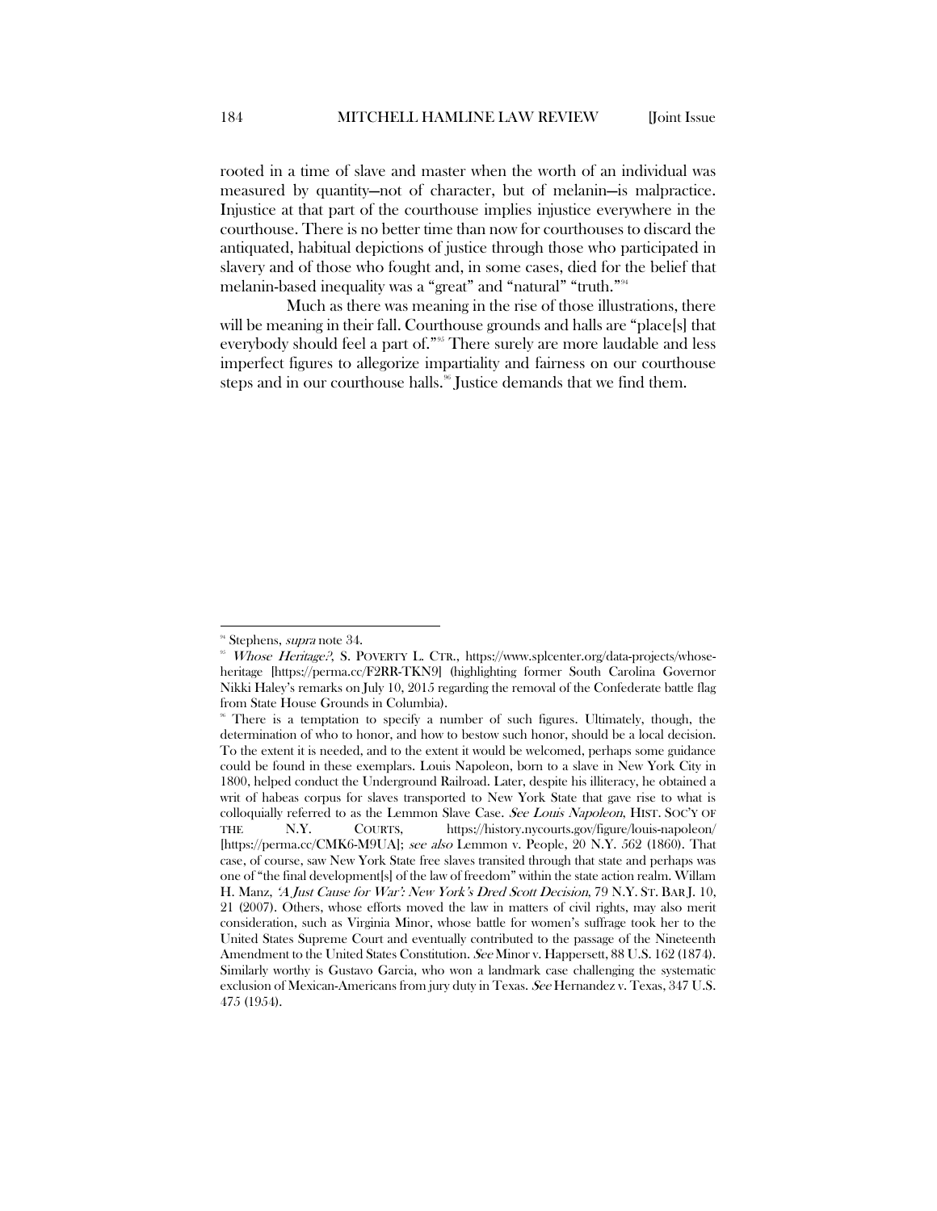rooted in a time of slave and master when the worth of an individual was measured by quantity—not of character, but of melanin—is malpractice. Injustice at that part of the courthouse implies injustice everywhere in the courthouse. There is no better time than now for courthouses to discard the antiquated, habitual depictions of justice through those who participated in slavery and of those who fought and, in some cases, died for the belief that melanin-based inequality was a "great" and "natural" "truth."[94]

Much as there was meaning in the rise of those illustrations, there will be meaning in their fall. Courthouse grounds and halls are "place[s] that everybody should feel a part of."[95] There surely are more laudable and less imperfect figures to allegorize impartiality and fairness on our courthouse steps and in our courthouse halls.[96] Justice demands that we find them.

---

[94] Stephens, *supra* note 34.

[95] *Whose Heritage?*, S. POVERTY L. CTR., https://www.splcenter.org/data-projects/whose-heritage [https://perma.cc/F2RR-TKN9] (highlighting former South Carolina Governor Nikki Haley's remarks on July 10, 2015 regarding the removal of the Confederate battle flag from State House Grounds in Columbia).

[96] There is a temptation to specify a number of such figures. Ultimately, though, the determination of who to honor, and how to bestow such honor, should be a local decision. To the extent it is needed, and to the extent it would be welcomed, perhaps some guidance could be found in these exemplars. Louis Napoleon, born to a slave in New York City in 1800, helped conduct the Underground Railroad. Later, despite his illiteracy, he obtained a writ of habeas corpus for slaves transported to New York State that gave rise to what is colloquially referred to as the Lemmon Slave Case. *See Louis Napoleon*, HIST. SOC'Y OF THE N.Y. COURTS, https://history.nycourts.gov/figure/louis-napoleon/ [https://perma.cc/CMK6-M9UA]; *see also* Lemmon v. People, 20 N.Y. 562 (1860). That case, of course, saw New York State free slaves transited through that state and perhaps was one of "the final development[s] of the law of freedom" within the state action realm. Willam H. Manz, *'A Just Cause for War': New York's Dred Scott Decision*, 79 N.Y. ST. BAR J. 10, 21 (2007). Others, whose efforts moved the law in matters of civil rights, may also merit consideration, such as Virginia Minor, whose battle for women's suffrage took her to the United States Supreme Court and eventually contributed to the passage of the Nineteenth Amendment to the United States Constitution. *See* Minor v. Happersett, 88 U.S. 162 (1874). Similarly worthy is Gustavo Garcia, who won a landmark case challenging the systematic exclusion of Mexican-Americans from jury duty in Texas. *See* Hernandez v. Texas, 347 U.S. 475 (1954).